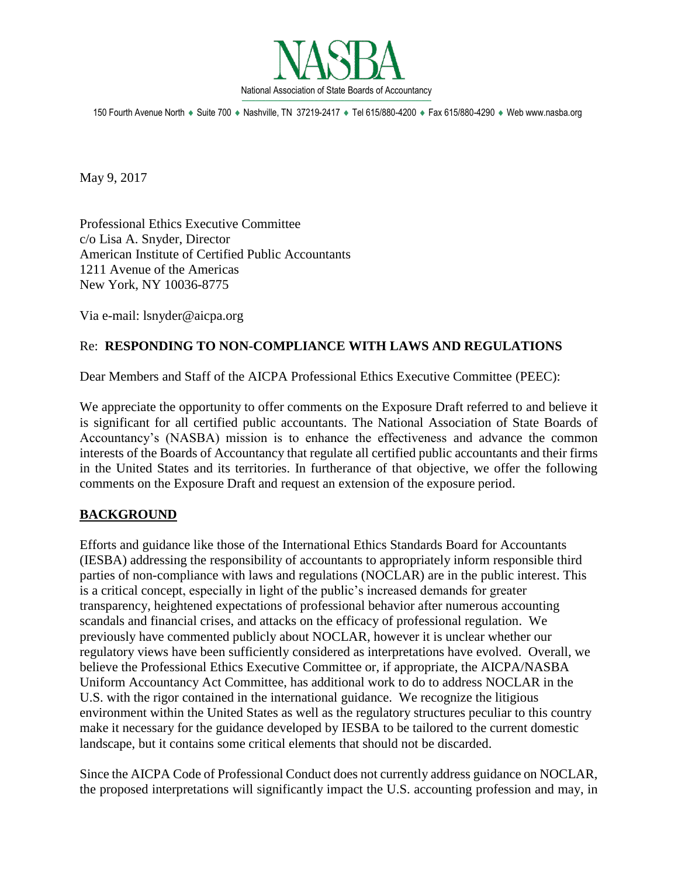# NASBA

National Association of State Boards of Accountancy

150 Fourth Avenue North ♦ Suite 700 ♦ Nashville, TN 37219-2417 ♦ Tel 615/880-4200 ♦ Fax 615/880-4290 ♦ Web www.nasba.org

May 9, 2017

Professional Ethics Executive Committee
c/o Lisa A. Snyder, Director
American Institute of Certified Public Accountants
1211 Avenue of the Americas
New York, NY 10036-8775

Via e-mail: lsnyder@aicpa.org

Re: **RESPONDING TO NON-COMPLIANCE WITH LAWS AND REGULATIONS**

Dear Members and Staff of the AICPA Professional Ethics Executive Committee (PEEC):

We appreciate the opportunity to offer comments on the Exposure Draft referred to and believe it is significant for all certified public accountants. The National Association of State Boards of Accountancy's (NASBA) mission is to enhance the effectiveness and advance the common interests of the Boards of Accountancy that regulate all certified public accountants and their firms in the United States and its territories. In furtherance of that objective, we offer the following comments on the Exposure Draft and request an extension of the exposure period.

## BACKGROUND

Efforts and guidance like those of the International Ethics Standards Board for Accountants (IESBA) addressing the responsibility of accountants to appropriately inform responsible third parties of non-compliance with laws and regulations (NOCLAR) are in the public interest. This is a critical concept, especially in light of the public's increased demands for greater transparency, heightened expectations of professional behavior after numerous accounting scandals and financial crises, and attacks on the efficacy of professional regulation. We previously have commented publicly about NOCLAR, however it is unclear whether our regulatory views have been sufficiently considered as interpretations have evolved. Overall, we believe the Professional Ethics Executive Committee or, if appropriate, the AICPA/NASBA Uniform Accountancy Act Committee, has additional work to do to address NOCLAR in the U.S. with the rigor contained in the international guidance. We recognize the litigious environment within the United States as well as the regulatory structures peculiar to this country make it necessary for the guidance developed by IESBA to be tailored to the current domestic landscape, but it contains some critical elements that should not be discarded.

Since the AICPA Code of Professional Conduct does not currently address guidance on NOCLAR, the proposed interpretations will significantly impact the U.S. accounting profession and may, in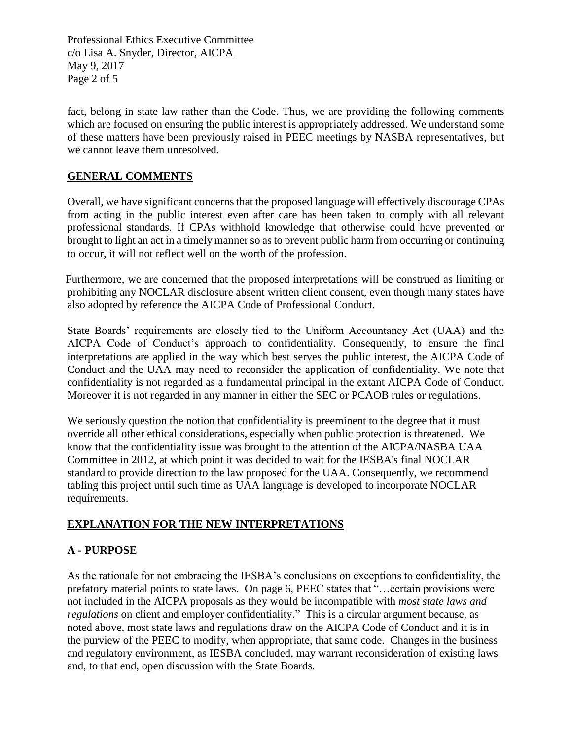fact, belong in state law rather than the Code. Thus, we are providing the following comments which are focused on ensuring the public interest is appropriately addressed. We understand some of these matters have been previously raised in PEEC meetings by NASBA representatives, but we cannot leave them unresolved.

## GENERAL COMMENTS

Overall, we have significant concerns that the proposed language will effectively discourage CPAs from acting in the public interest even after care has been taken to comply with all relevant professional standards. If CPAs withhold knowledge that otherwise could have prevented or brought to light an act in a timely manner so as to prevent public harm from occurring or continuing to occur, it will not reflect well on the worth of the profession.

Furthermore, we are concerned that the proposed interpretations will be construed as limiting or prohibiting any NOCLAR disclosure absent written client consent, even though many states have also adopted by reference the AICPA Code of Professional Conduct.

State Boards' requirements are closely tied to the Uniform Accountancy Act (UAA) and the AICPA Code of Conduct's approach to confidentiality. Consequently, to ensure the final interpretations are applied in the way which best serves the public interest, the AICPA Code of Conduct and the UAA may need to reconsider the application of confidentiality. We note that confidentiality is not regarded as a fundamental principal in the extant AICPA Code of Conduct. Moreover it is not regarded in any manner in either the SEC or PCAOB rules or regulations.

We seriously question the notion that confidentiality is preeminent to the degree that it must override all other ethical considerations, especially when public protection is threatened. We know that the confidentiality issue was brought to the attention of the AICPA/NASBA UAA Committee in 2012, at which point it was decided to wait for the IESBA's final NOCLAR standard to provide direction to the law proposed for the UAA. Consequently, we recommend tabling this project until such time as UAA language is developed to incorporate NOCLAR requirements.

## EXPLANATION FOR THE NEW INTERPRETATIONS

### A - PURPOSE

As the rationale for not embracing the IESBA's conclusions on exceptions to confidentiality, the prefatory material points to state laws. On page 6, PEEC states that "…certain provisions were not included in the AICPA proposals as they would be incompatible with *most state laws and regulations* on client and employer confidentiality." This is a circular argument because, as noted above, most state laws and regulations draw on the AICPA Code of Conduct and it is in the purview of the PEEC to modify, when appropriate, that same code. Changes in the business and regulatory environment, as IESBA concluded, may warrant reconsideration of existing laws and, to that end, open discussion with the State Boards.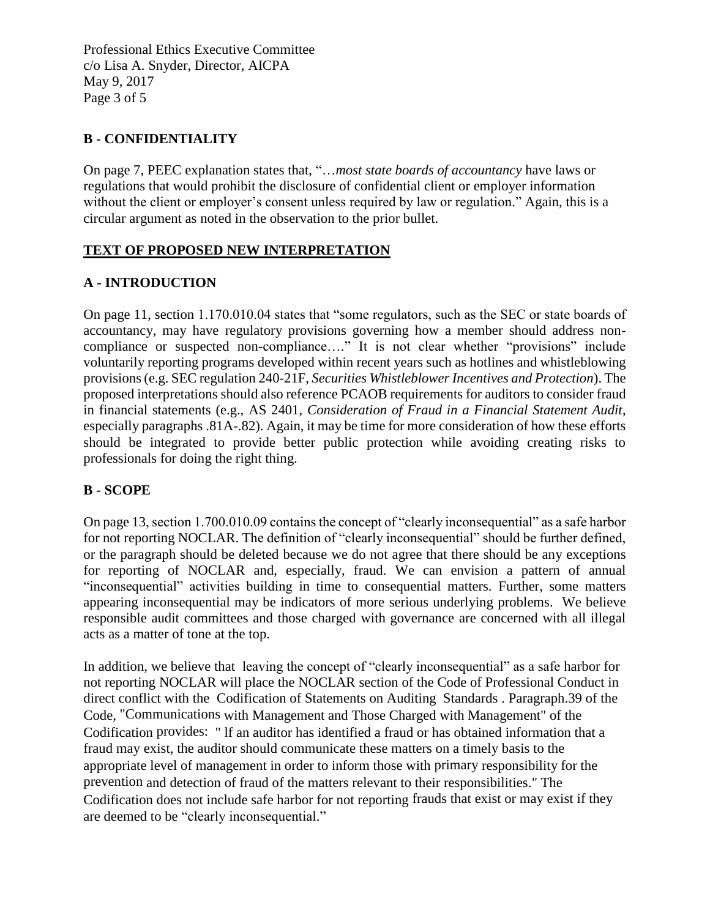## B - CONFIDENTIALITY

On page 7, PEEC explanation states that, "…*most state boards of accountancy* have laws or regulations that would prohibit the disclosure of confidential client or employer information without the client or employer's consent unless required by law or regulation." Again, this is a circular argument as noted in the observation to the prior bullet.

## TEXT OF PROPOSED NEW INTERPRETATION

## A - INTRODUCTION

On page 11, section 1.170.010.04 states that "some regulators, such as the SEC or state boards of accountancy, may have regulatory provisions governing how a member should address non-compliance or suspected non-compliance…." It is not clear whether "provisions" include voluntarily reporting programs developed within recent years such as hotlines and whistleblowing provisions (e.g. SEC regulation 240-21F, *Securities Whistleblower Incentives and Protection*). The proposed interpretations should also reference PCAOB requirements for auditors to consider fraud in financial statements (e.g., AS 2401, *Consideration of Fraud in a Financial Statement Audit*, especially paragraphs .81A-.82). Again, it may be time for more consideration of how these efforts should be integrated to provide better public protection while avoiding creating risks to professionals for doing the right thing.

## B - SCOPE

On page 13, section 1.700.010.09 contains the concept of "clearly inconsequential" as a safe harbor for not reporting NOCLAR. The definition of "clearly inconsequential" should be further defined, or the paragraph should be deleted because we do not agree that there should be any exceptions for reporting of NOCLAR and, especially, fraud. We can envision a pattern of annual "inconsequential" activities building in time to consequential matters. Further, some matters appearing inconsequential may be indicators of more serious underlying problems. We believe responsible audit committees and those charged with governance are concerned with all illegal acts as a matter of tone at the top.

In addition, we believe that leaving the concept of "clearly inconsequential" as a safe harbor for not reporting NOCLAR will place the NOCLAR section of the Code of Professional Conduct in direct conflict with the Codification of Statements on Auditing Standards . Paragraph.39 of the Code, "Communications with Management and Those Charged with Management" of the Codification provides: " lf an auditor has identified a fraud or has obtained information that a fraud may exist, the auditor should communicate these matters on a timely basis to the appropriate level of management in order to inform those with primary responsibility for the prevention and detection of fraud of the matters relevant to their responsibilities." The Codification does not include safe harbor for not reporting frauds that exist or may exist if they are deemed to be "clearly inconsequential."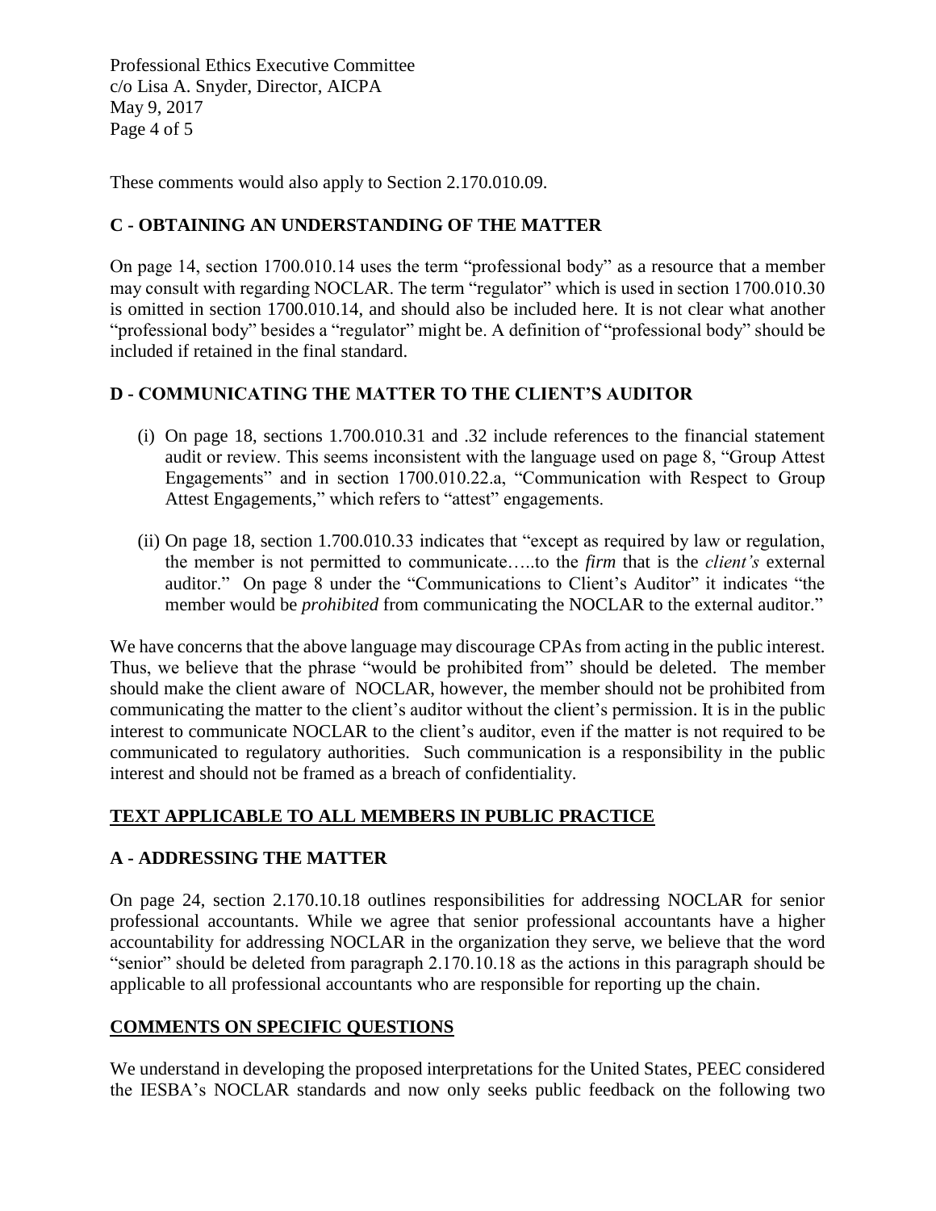These comments would also apply to Section 2.170.010.09.

## C - OBTAINING AN UNDERSTANDING OF THE MATTER

On page 14, section 1700.010.14 uses the term "professional body" as a resource that a member may consult with regarding NOCLAR. The term "regulator" which is used in section 1700.010.30 is omitted in section 1700.010.14, and should also be included here. It is not clear what another "professional body" besides a "regulator" might be. A definition of "professional body" should be included if retained in the final standard.

## D - COMMUNICATING THE MATTER TO THE CLIENT'S AUDITOR

(i) On page 18, sections 1.700.010.31 and .32 include references to the financial statement audit or review. This seems inconsistent with the language used on page 8, "Group Attest Engagements" and in section 1700.010.22.a, "Communication with Respect to Group Attest Engagements," which refers to "attest" engagements.

(ii) On page 18, section 1.700.010.33 indicates that "except as required by law or regulation, the member is not permitted to communicate…..to the *firm* that is the *client's* external auditor." On page 8 under the "Communications to Client's Auditor" it indicates "the member would be *prohibited* from communicating the NOCLAR to the external auditor."

We have concerns that the above language may discourage CPAs from acting in the public interest. Thus, we believe that the phrase "would be prohibited from" should be deleted. The member should make the client aware of NOCLAR, however, the member should not be prohibited from communicating the matter to the client's auditor without the client's permission. It is in the public interest to communicate NOCLAR to the client's auditor, even if the matter is not required to be communicated to regulatory authorities. Such communication is a responsibility in the public interest and should not be framed as a breach of confidentiality.

## TEXT APPLICABLE TO ALL MEMBERS IN PUBLIC PRACTICE

## A - ADDRESSING THE MATTER

On page 24, section 2.170.10.18 outlines responsibilities for addressing NOCLAR for senior professional accountants. While we agree that senior professional accountants have a higher accountability for addressing NOCLAR in the organization they serve, we believe that the word "senior" should be deleted from paragraph 2.170.10.18 as the actions in this paragraph should be applicable to all professional accountants who are responsible for reporting up the chain.

## COMMENTS ON SPECIFIC QUESTIONS

We understand in developing the proposed interpretations for the United States, PEEC considered the IESBA's NOCLAR standards and now only seeks public feedback on the following two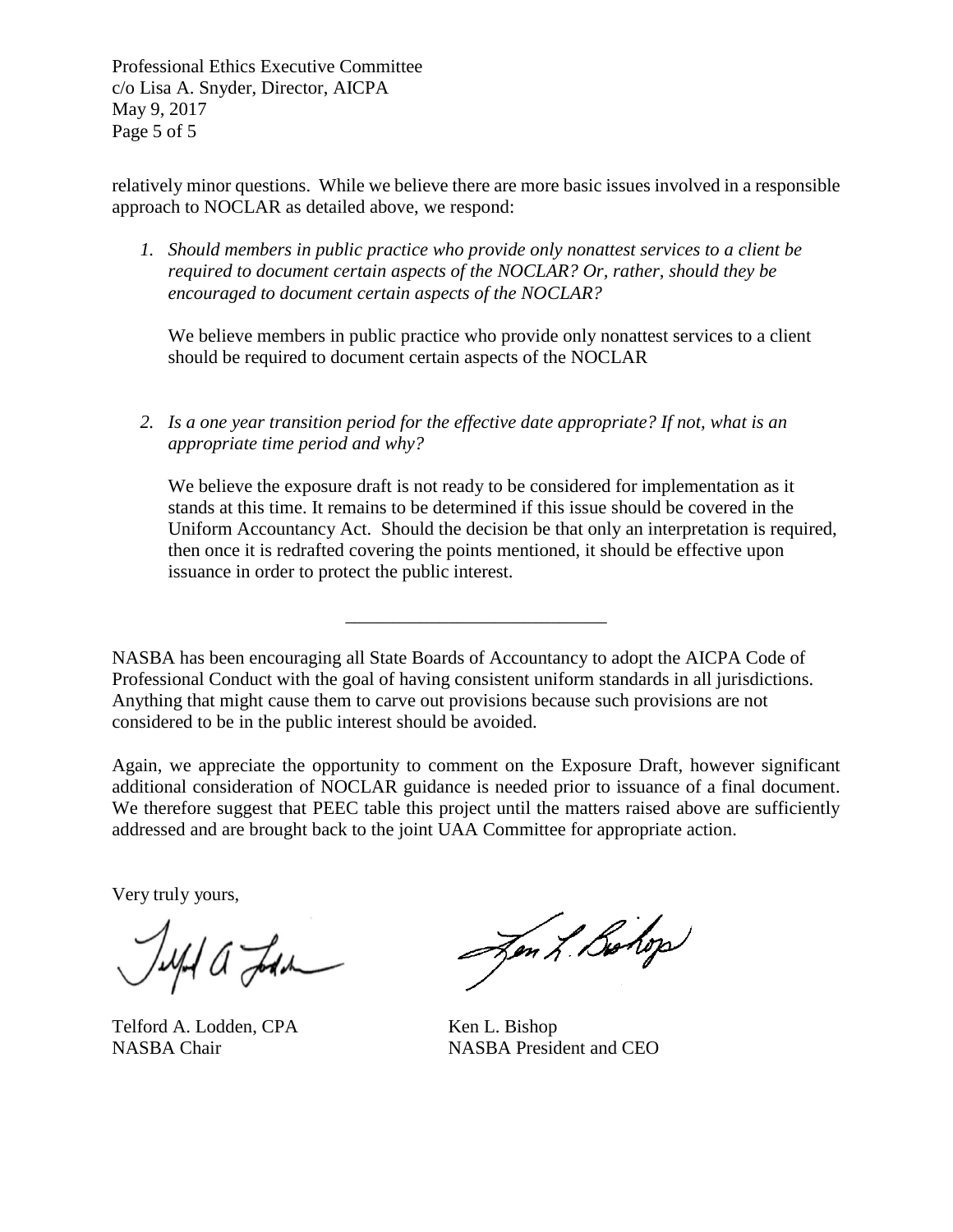relatively minor questions. While we believe there are more basic issues involved in a responsible approach to NOCLAR as detailed above, we respond:

1. *Should members in public practice who provide only nonattest services to a client be required to document certain aspects of the NOCLAR? Or, rather, should they be encouraged to document certain aspects of the NOCLAR?*

   We believe members in public practice who provide only nonattest services to a client should be required to document certain aspects of the NOCLAR

2. *Is a one year transition period for the effective date appropriate? If not, what is an appropriate time period and why?*

   We believe the exposure draft is not ready to be considered for implementation as it stands at this time. It remains to be determined if this issue should be covered in the Uniform Accountancy Act. Should the decision be that only an interpretation is required, then once it is redrafted covering the points mentioned, it should be effective upon issuance in order to protect the public interest.

---

NASBA has been encouraging all State Boards of Accountancy to adopt the AICPA Code of Professional Conduct with the goal of having consistent uniform standards in all jurisdictions. Anything that might cause them to carve out provisions because such provisions are not considered to be in the public interest should be avoided.

Again, we appreciate the opportunity to comment on the Exposure Draft, however significant additional consideration of NOCLAR guidance is needed prior to issuance of a final document. We therefore suggest that PEEC table this project until the matters raised above are sufficiently addressed and are brought back to the joint UAA Committee for appropriate action.

Very truly yours,

Telford A. Lodden, CPA
NASBA Chair

Ken L. Bishop
NASBA President and CEO